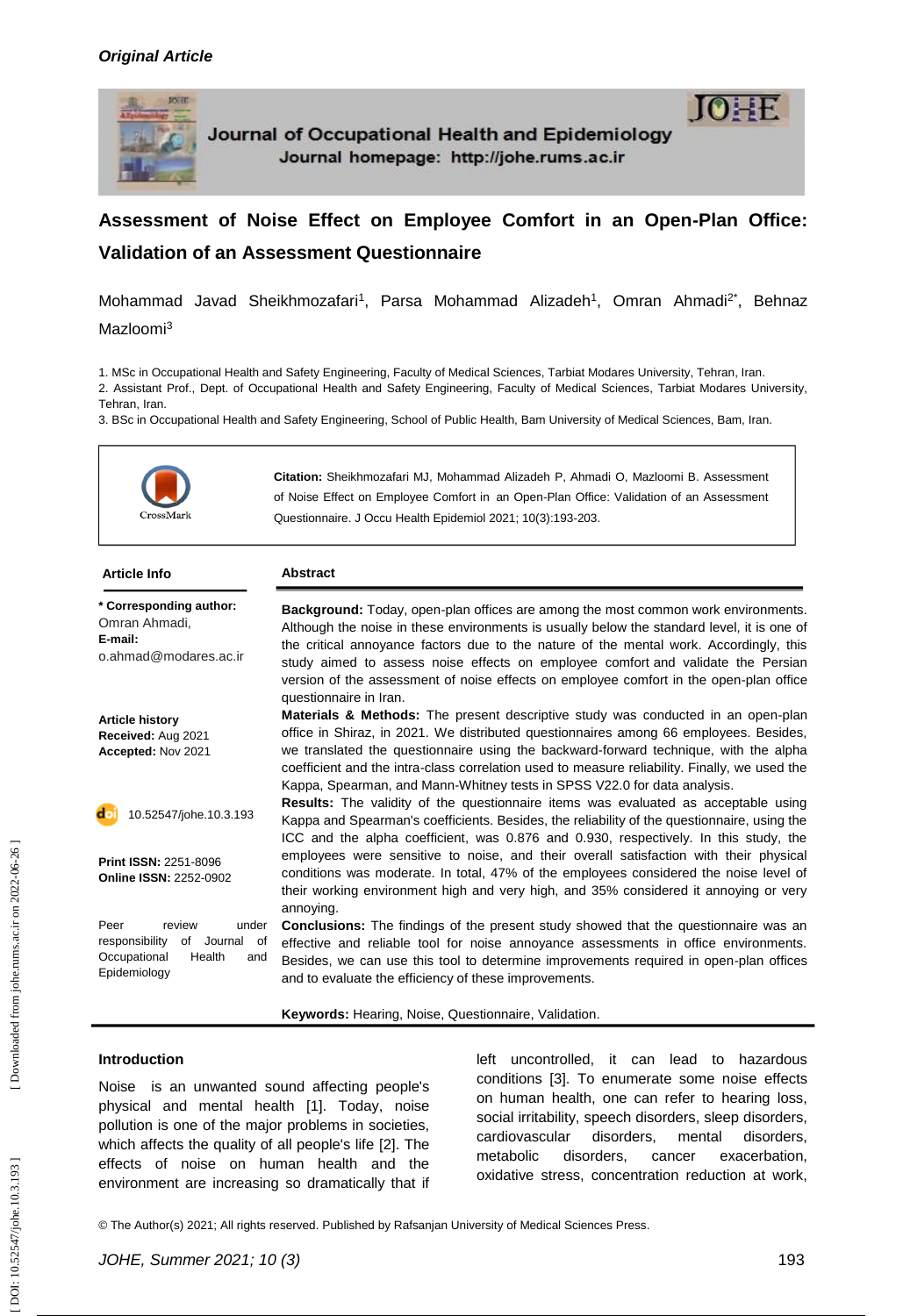*Original Article*

Journal of Occupational Health and Epidemiology
Journal homepage: http://johe.rums.ac.ir

# Assessment of Noise Effect on Employee Comfort in an Open-Plan Office: Validation of an Assessment Questionnaire

Mohammad Javad Sheikhmozafari[1], Parsa Mohammad Alizadeh[1], Omran Ahmadi[2*], Behnaz Mazloomi[3]

1. MSc in Occupational Health and Safety Engineering, Faculty of Medical Sciences, Tarbiat Modares University, Tehran, Iran.
2. Assistant Prof., Dept. of Occupational Health and Safety Engineering, Faculty of Medical Sciences, Tarbiat Modares University, Tehran, Iran.
3. BSc in Occupational Health and Safety Engineering, School of Public Health, Bam University of Medical Sciences, Bam, Iran.

**Citation:** Sheikhmozafari MJ, Mohammad Alizadeh P, Ahmadi O, Mazloomi B. Assessment of Noise Effect on Employee Comfort in an Open-Plan Office: Validation of an Assessment Questionnaire. J Occu Health Epidemiol 2021; 10(3):193-203.

**Article Info**

**\* Corresponding author:**
Omran Ahmadi,
**E-mail:**
o.ahmad@modares.ac.ir

**Article history**
**Received:** Aug 2021
**Accepted:** Nov 2021

10.52547/johe.10.3.193

**Print ISSN:** 2251-8096
**Online ISSN:** 2252-0902

Peer review under responsibility of Journal of Occupational Health and Epidemiology

**Abstract**

**Background:** Today, open-plan offices are among the most common work environments. Although the noise in these environments is usually below the standard level, it is one of the critical annoyance factors due to the nature of the mental work. Accordingly, this study aimed to assess noise effects on employee comfort and validate the Persian version of the assessment of noise effects on employee comfort in the open-plan office questionnaire in Iran.

**Materials & Methods:** The present descriptive study was conducted in an open-plan office in Shiraz, in 2021. We distributed questionnaires among 66 employees. Besides, we translated the questionnaire using the backward-forward technique, with the alpha coefficient and the intra-class correlation used to measure reliability. Finally, we used the Kappa, Spearman, and Mann-Whitney tests in SPSS V22.0 for data analysis.

**Results:** The validity of the questionnaire items was evaluated as acceptable using Kappa and Spearman's coefficients. Besides, the reliability of the questionnaire, using the ICC and the alpha coefficient, was 0.876 and 0.930, respectively. In this study, the employees were sensitive to noise, and their overall satisfaction with their physical conditions was moderate. In total, 47% of the employees considered the noise level of their working environment high and very high, and 35% considered it annoying or very annoying.

**Conclusions:** The findings of the present study showed that the questionnaire was an effective and reliable tool for noise annoyance assessments in office environments. Besides, we can use this tool to determine improvements required in open-plan offices and to evaluate the efficiency of these improvements.

**Keywords:** Hearing, Noise, Questionnaire, Validation.

## Introduction

Noise is an unwanted sound affecting people's physical and mental health [1]. Today, noise pollution is one of the major problems in societies, which affects the quality of all people's life [2]. The effects of noise on human health and the environment are increasing so dramatically that if left uncontrolled, it can lead to hazardous conditions [3]. To enumerate some noise effects on human health, one can refer to hearing loss, social irritability, speech disorders, sleep disorders, cardiovascular disorders, mental disorders, metabolic disorders, cancer exacerbation, oxidative stress, concentration reduction at work,

© The Author(s) 2021; All rights reserved. Published by Rafsanjan University of Medical Sciences Press.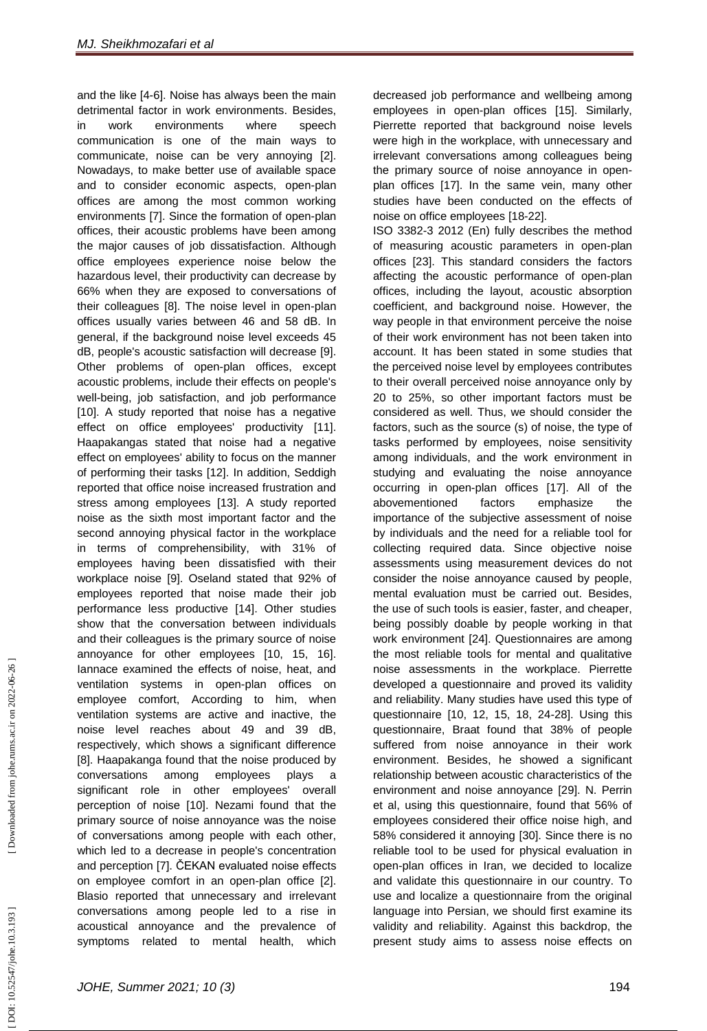and the like [4-6]. Noise has always been the main detrimental factor in work environments. Besides, in work environments where speech communication is one of the main ways to communicate, noise can be very annoying [2]. Nowadays, to make better use of available space and to consider economic aspects, open-plan offices are among the most common working environments [7]. Since the formation of open-plan offices, their acoustic problems have been among the major causes of job dissatisfaction. Although office employees experience noise below the hazardous level, their productivity can decrease by 66% when they are exposed to conversations of their colleagues [8]. The noise level in open-plan offices usually varies between 46 and 58 dB. In general, if the background noise level exceeds 45 dB, people's acoustic satisfaction will decrease [9]. Other problems of open-plan offices, except acoustic problems, include their effects on people's well-being, job satisfaction, and job performance [10]. A study reported that noise has a negative effect on office employees' productivity [11]. Haapakangas stated that noise had a negative effect on employees' ability to focus on the manner of performing their tasks [12]. In addition, Seddigh reported that office noise increased frustration and stress among employees [13]. A study reported noise as the sixth most important factor and the second annoying physical factor in the workplace in terms of comprehensibility, with 31% of employees having been dissatisfied with their workplace noise [9]. Oseland stated that 92% of employees reported that noise made their job performance less productive [14]. Other studies show that the conversation between individuals and their colleagues is the primary source of noise annoyance for other employees [10, 15, 16]. Iannace examined the effects of noise, heat, and ventilation systems in open-plan offices on employee comfort, According to him, when ventilation systems are active and inactive, the noise level reaches about 49 and 39 dB, respectively, which shows a significant difference [8]. Haapakanga found that the noise produced by conversations among employees plays a significant role in other employees' overall perception of noise [10]. Nezami found that the primary source of noise annoyance was the noise of conversations among people with each other, which led to a decrease in people's concentration and perception [7]. ČEKAN evaluated noise effects on employee comfort in an open-plan office [2]. Blasio reported that unnecessary and irrelevant conversations among people led to a rise in acoustical annoyance and the prevalence of symptoms related to mental health, which decreased job performance and wellbeing among employees in open-plan offices [15]. Similarly, Pierrette reported that background noise levels were high in the workplace, with unnecessary and irrelevant conversations among colleagues being the primary source of noise annoyance in open-plan offices [17]. In the same vein, many other studies have been conducted on the effects of noise on office employees [18-22].

ISO 3382-3 2012 (En) fully describes the method of measuring acoustic parameters in open-plan offices [23]. This standard considers the factors affecting the acoustic performance of open-plan offices, including the layout, acoustic absorption coefficient, and background noise. However, the way people in that environment perceive the noise of their work environment has not been taken into account. It has been stated in some studies that the perceived noise level by employees contributes to their overall perceived noise annoyance only by 20 to 25%, so other important factors must be considered as well. Thus, we should consider the factors, such as the source (s) of noise, the type of tasks performed by employees, noise sensitivity among individuals, and the work environment in studying and evaluating the noise annoyance occurring in open-plan offices [17]. All of the abovementioned factors emphasize the importance of the subjective assessment of noise by individuals and the need for a reliable tool for collecting required data. Since objective noise assessments using measurement devices do not consider the noise annoyance caused by people, mental evaluation must be carried out. Besides, the use of such tools is easier, faster, and cheaper, being possibly doable by people working in that work environment [24]. Questionnaires are among the most reliable tools for mental and qualitative noise assessments in the workplace. Pierrette developed a questionnaire and proved its validity and reliability. Many studies have used this type of questionnaire [10, 12, 15, 18, 24-28]. Using this questionnaire, Braat found that 38% of people suffered from noise annoyance in their work environment. Besides, he showed a significant relationship between acoustic characteristics of the environment and noise annoyance [29]. N. Perrin et al, using this questionnaire, found that 56% of employees considered their office noise high, and 58% considered it annoying [30]. Since there is no reliable tool to be used for physical evaluation in open-plan offices in Iran, we decided to localize and validate this questionnaire in our country. To use and localize a questionnaire from the original language into Persian, we should first examine its validity and reliability. Against this backdrop, the present study aims to assess noise effects on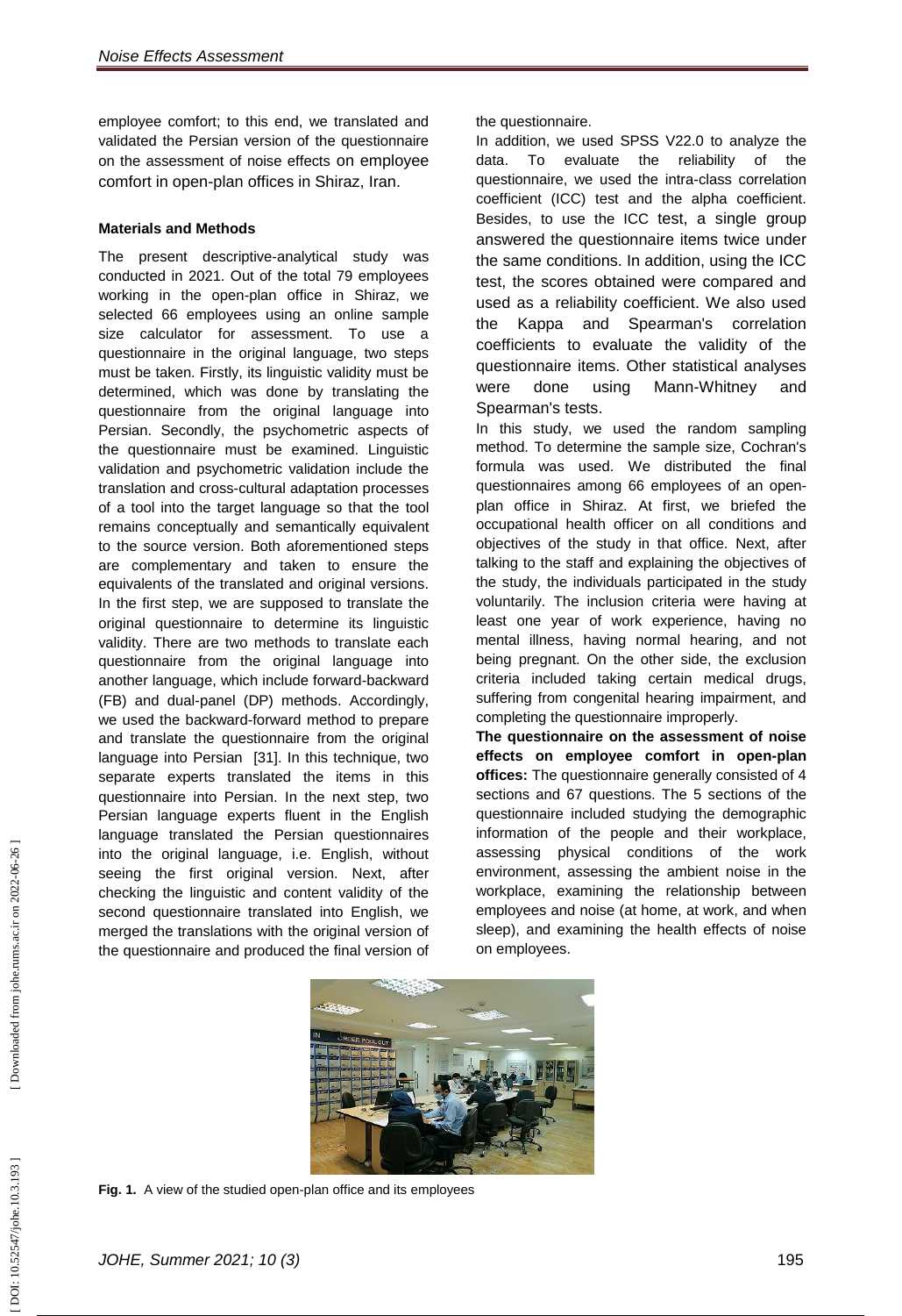employee comfort; to this end, we translated and validated the Persian version of the questionnaire on the assessment of noise effects on employee comfort in open-plan offices in Shiraz, Iran.

## Materials and Methods

The present descriptive-analytical study was conducted in 2021. Out of the total 79 employees working in the open-plan office in Shiraz, we selected 66 employees using an online sample size calculator for assessment. To use a questionnaire in the original language, two steps must be taken. Firstly, its linguistic validity must be determined, which was done by translating the questionnaire from the original language into Persian. Secondly, the psychometric aspects of the questionnaire must be examined. Linguistic validation and psychometric validation include the translation and cross-cultural adaptation processes of a tool into the target language so that the tool remains conceptually and semantically equivalent to the source version. Both aforementioned steps are complementary and taken to ensure the equivalents of the translated and original versions. In the first step, we are supposed to translate the original questionnaire to determine its linguistic validity. There are two methods to translate each questionnaire from the original language into another language, which include forward-backward (FB) and dual-panel (DP) methods. Accordingly, we used the backward-forward method to prepare and translate the questionnaire from the original language into Persian [31]. In this technique, two separate experts translated the items in this questionnaire into Persian. In the next step, two Persian language experts fluent in the English language translated the Persian questionnaires into the original language, i.e. English, without seeing the first original version. Next, after checking the linguistic and content validity of the second questionnaire translated into English, we merged the translations with the original version of the questionnaire and produced the final version of the questionnaire.

In addition, we used SPSS V22.0 to analyze the data. To evaluate the reliability of the questionnaire, we used the intra-class correlation coefficient (ICC) test and the alpha coefficient. Besides, to use the ICC test, a single group answered the questionnaire items twice under the same conditions. In addition, using the ICC test, the scores obtained were compared and used as a reliability coefficient. We also used the Kappa and Spearman's correlation coefficients to evaluate the validity of the questionnaire items. Other statistical analyses were done using Mann-Whitney and Spearman's tests.

In this study, we used the random sampling method. To determine the sample size, Cochran's formula was used. We distributed the final questionnaires among 66 employees of an open-plan office in Shiraz. At first, we briefed the occupational health officer on all conditions and objectives of the study in that office. Next, after talking to the staff and explaining the objectives of the study, the individuals participated in the study voluntarily. The inclusion criteria were having at least one year of work experience, having no mental illness, having normal hearing, and not being pregnant. On the other side, the exclusion criteria included taking certain medical drugs, suffering from congenital hearing impairment, and completing the questionnaire improperly.

**The questionnaire on the assessment of noise effects on employee comfort in open-plan offices:** The questionnaire generally consisted of 4 sections and 67 questions. The 5 sections of the questionnaire included studying the demographic information of the people and their workplace, assessing physical conditions of the work environment, assessing the ambient noise in the workplace, examining the relationship between employees and noise (at home, at work, and when sleep), and examining the health effects of noise on employees.

**Fig. 1.** A view of the studied open-plan office and its employees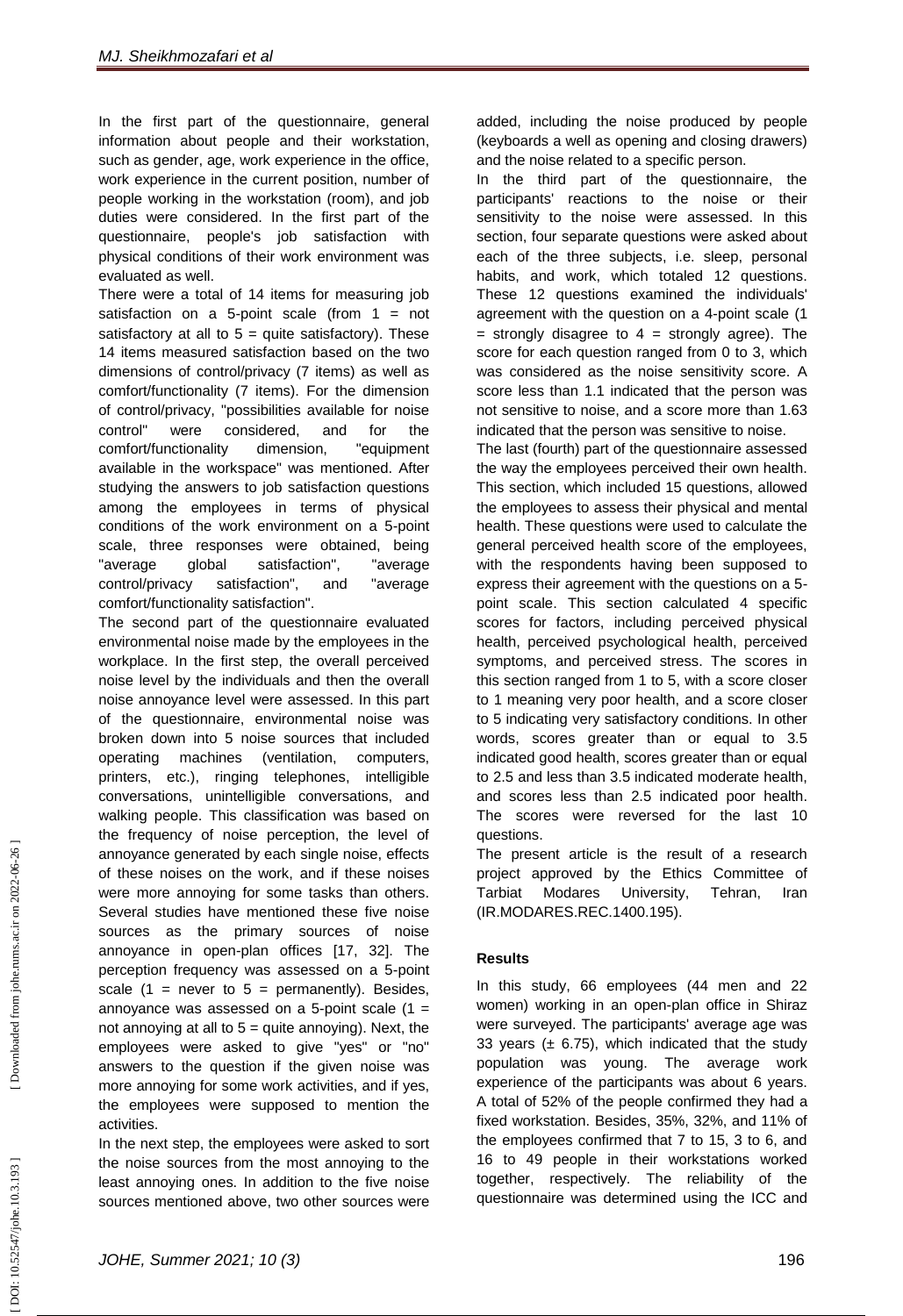In the first part of the questionnaire, general information about people and their workstation, such as gender, age, work experience in the office, work experience in the current position, number of people working in the workstation (room), and job duties were considered. In the first part of the questionnaire, people's job satisfaction with physical conditions of their work environment was evaluated as well.

There were a total of 14 items for measuring job satisfaction on a 5-point scale (from 1 = not satisfactory at all to 5 = quite satisfactory). These 14 items measured satisfaction based on the two dimensions of control/privacy (7 items) as well as comfort/functionality (7 items). For the dimension of control/privacy, "possibilities available for noise control" were considered, and for the comfort/functionality dimension, "equipment available in the workspace" was mentioned. After studying the answers to job satisfaction questions among the employees in terms of physical conditions of the work environment on a 5-point scale, three responses were obtained, being "average global satisfaction", "average control/privacy satisfaction", and "average comfort/functionality satisfaction".

The second part of the questionnaire evaluated environmental noise made by the employees in the workplace. In the first step, the overall perceived noise level by the individuals and then the overall noise annoyance level were assessed. In this part of the questionnaire, environmental noise was broken down into 5 noise sources that included operating machines (ventilation, computers, printers, etc.), ringing telephones, intelligible conversations, unintelligible conversations, and walking people. This classification was based on the frequency of noise perception, the level of annoyance generated by each single noise, effects of these noises on the work, and if these noises were more annoying for some tasks than others. Several studies have mentioned these five noise sources as the primary sources of noise annoyance in open-plan offices [17, 32]. The perception frequency was assessed on a 5-point scale (1 = never to 5 = permanently). Besides, annoyance was assessed on a 5-point scale (1 = not annoying at all to 5 = quite annoying). Next, the employees were asked to give "yes" or "no" answers to the question if the given noise was more annoying for some work activities, and if yes, the employees were supposed to mention the activities.

In the next step, the employees were asked to sort the noise sources from the most annoying to the least annoying ones. In addition to the five noise sources mentioned above, two other sources were added, including the noise produced by people (keyboards a well as opening and closing drawers) and the noise related to a specific person.

In the third part of the questionnaire, the participants' reactions to the noise or their sensitivity to the noise were assessed. In this section, four separate questions were asked about each of the three subjects, i.e. sleep, personal habits, and work, which totaled 12 questions. These 12 questions examined the individuals' agreement with the question on a 4-point scale (1 = strongly disagree to 4 = strongly agree). The score for each question ranged from 0 to 3, which was considered as the noise sensitivity score. A score less than 1.1 indicated that the person was not sensitive to noise, and a score more than 1.63 indicated that the person was sensitive to noise.

The last (fourth) part of the questionnaire assessed the way the employees perceived their own health. This section, which included 15 questions, allowed the employees to assess their physical and mental health. These questions were used to calculate the general perceived health score of the employees, with the respondents having been supposed to express their agreement with the questions on a 5-point scale. This section calculated 4 specific scores for factors, including perceived physical health, perceived psychological health, perceived symptoms, and perceived stress. The scores in this section ranged from 1 to 5, with a score closer to 1 meaning very poor health, and a score closer to 5 indicating very satisfactory conditions. In other words, scores greater than or equal to 3.5 indicated good health, scores greater than or equal to 2.5 and less than 3.5 indicated moderate health, and scores less than 2.5 indicated poor health. The scores were reversed for the last 10 questions.

The present article is the result of a research project approved by the Ethics Committee of Tarbiat Modares University, Tehran, Iran (IR.MODARES.REC.1400.195).

## Results

In this study, 66 employees (44 men and 22 women) working in an open-plan office in Shiraz were surveyed. The participants' average age was 33 years (± 6.75), which indicated that the study population was young. The average work experience of the participants was about 6 years. A total of 52% of the people confirmed they had a fixed workstation. Besides, 35%, 32%, and 11% of the employees confirmed that 7 to 15, 3 to 6, and 16 to 49 people in their workstations worked together, respectively. The reliability of the questionnaire was determined using the ICC and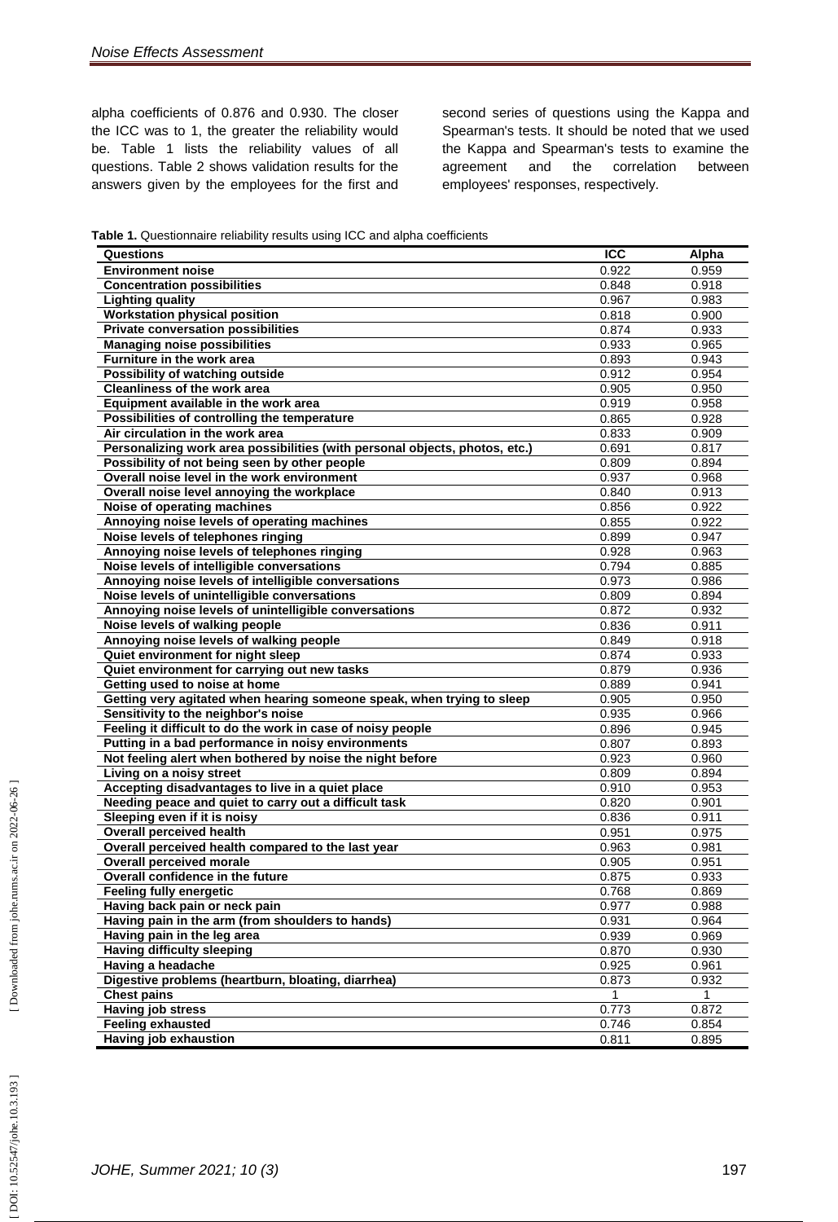alpha coefficients of 0.876 and 0.930. The closer the ICC was to 1, the greater the reliability would be. Table 1 lists the reliability values of all questions. Table 2 shows validation results for the answers given by the employees for the first and second series of questions using the Kappa and Spearman's tests. It should be noted that we used the Kappa and Spearman's tests to examine the agreement and the correlation between employees' responses, respectively.

**Table 1.** Questionnaire reliability results using ICC and alpha coefficients

| Questions | ICC | Alpha |
|---|---|---|
| **Environment noise** | 0.922 | 0.959 |
| **Concentration possibilities** | 0.848 | 0.918 |
| **Lighting quality** | 0.967 | 0.983 |
| **Workstation physical position** | 0.818 | 0.900 |
| **Private conversation possibilities** | 0.874 | 0.933 |
| **Managing noise possibilities** | 0.933 | 0.965 |
| **Furniture in the work area** | 0.893 | 0.943 |
| **Possibility of watching outside** | 0.912 | 0.954 |
| **Cleanliness of the work area** | 0.905 | 0.950 |
| **Equipment available in the work area** | 0.919 | 0.958 |
| **Possibilities of controlling the temperature** | 0.865 | 0.928 |
| **Air circulation in the work area** | 0.833 | 0.909 |
| **Personalizing work area possibilities (with personal objects, photos, etc.)** | 0.691 | 0.817 |
| **Possibility of not being seen by other people** | 0.809 | 0.894 |
| **Overall noise level in the work environment** | 0.937 | 0.968 |
| **Overall noise level annoying the workplace** | 0.840 | 0.913 |
| **Noise of operating machines** | 0.856 | 0.922 |
| **Annoying noise levels of operating machines** | 0.855 | 0.922 |
| **Noise levels of telephones ringing** | 0.899 | 0.947 |
| **Annoying noise levels of telephones ringing** | 0.928 | 0.963 |
| **Noise levels of intelligible conversations** | 0.794 | 0.885 |
| **Annoying noise levels of intelligible conversations** | 0.973 | 0.986 |
| **Noise levels of unintelligible conversations** | 0.809 | 0.894 |
| **Annoying noise levels of unintelligible conversations** | 0.872 | 0.932 |
| **Noise levels of walking people** | 0.836 | 0.911 |
| **Annoying noise levels of walking people** | 0.849 | 0.918 |
| **Quiet environment for night sleep** | 0.874 | 0.933 |
| **Quiet environment for carrying out new tasks** | 0.879 | 0.936 |
| **Getting used to noise at home** | 0.889 | 0.941 |
| **Getting very agitated when hearing someone speak, when trying to sleep** | 0.905 | 0.950 |
| **Sensitivity to the neighbor's noise** | 0.935 | 0.966 |
| **Feeling it difficult to do the work in case of noisy people** | 0.896 | 0.945 |
| **Putting in a bad performance in noisy environments** | 0.807 | 0.893 |
| **Not feeling alert when bothered by noise the night before** | 0.923 | 0.960 |
| **Living on a noisy street** | 0.809 | 0.894 |
| **Accepting disadvantages to live in a quiet place** | 0.910 | 0.953 |
| **Needing peace and quiet to carry out a difficult task** | 0.820 | 0.901 |
| **Sleeping even if it is noisy** | 0.836 | 0.911 |
| **Overall perceived health** | 0.951 | 0.975 |
| **Overall perceived health compared to the last year** | 0.963 | 0.981 |
| **Overall perceived morale** | 0.905 | 0.951 |
| **Overall confidence in the future** | 0.875 | 0.933 |
| **Feeling fully energetic** | 0.768 | 0.869 |
| **Having back pain or neck pain** | 0.977 | 0.988 |
| **Having pain in the arm (from shoulders to hands)** | 0.931 | 0.964 |
| **Having pain in the leg area** | 0.939 | 0.969 |
| **Having difficulty sleeping** | 0.870 | 0.930 |
| **Having a headache** | 0.925 | 0.961 |
| **Digestive problems (heartburn, bloating, diarrhea)** | 0.873 | 0.932 |
| **Chest pains** | 1 | 1 |
| **Having job stress** | 0.773 | 0.872 |
| **Feeling exhausted** | 0.746 | 0.854 |
| **Having job exhaustion** | 0.811 | 0.895 |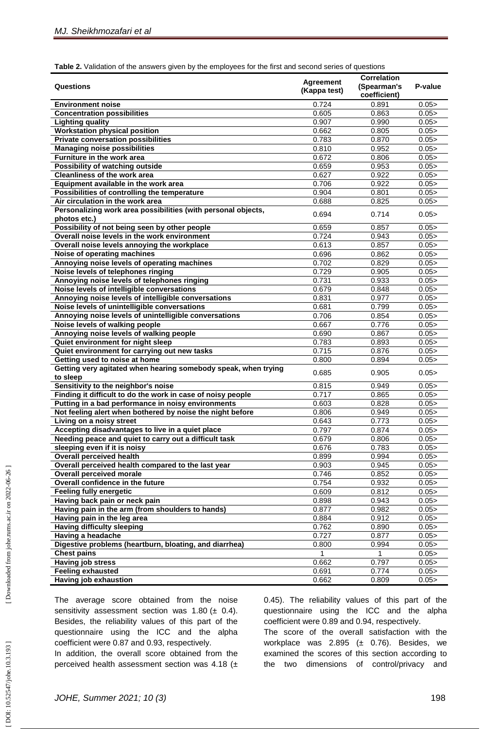**Table 2.** Validation of the answers given by the employees for the first and second series of questions

| Questions | Agreement (Kappa test) | Correlation (Spearman's coefficient) | P-value |
|---|---|---|---|
| Environment noise | 0.724 | 0.891 | 0.05> |
| Concentration possibilities | 0.605 | 0.863 | 0.05> |
| Lighting quality | 0.907 | 0.990 | 0.05> |
| Workstation physical position | 0.662 | 0.805 | 0.05> |
| Private conversation possibilities | 0.783 | 0.870 | 0.05> |
| Managing noise possibilities | 0.810 | 0.952 | 0.05> |
| Furniture in the work area | 0.672 | 0.806 | 0.05> |
| Possibility of watching outside | 0.659 | 0.953 | 0.05> |
| Cleanliness of the work area | 0.627 | 0.922 | 0.05> |
| Equipment available in the work area | 0.706 | 0.922 | 0.05> |
| Possibilities of controlling the temperature | 0.904 | 0.801 | 0.05> |
| Air circulation in the work area | 0.688 | 0.825 | 0.05> |
| Personalizing work area possibilities (with personal objects, photos etc.) | 0.694 | 0.714 | 0.05> |
| Possibility of not being seen by other people | 0.659 | 0.857 | 0.05> |
| Overall noise levels in the work environment | 0.724 | 0.943 | 0.05> |
| Overall noise levels annoying the workplace | 0.613 | 0.857 | 0.05> |
| Noise of operating machines | 0.696 | 0.862 | 0.05> |
| Annoying noise levels of operating machines | 0.702 | 0.829 | 0.05> |
| Noise levels of telephones ringing | 0.729 | 0.905 | 0.05> |
| Annoying noise levels of telephones ringing | 0.731 | 0.933 | 0.05> |
| Noise levels of intelligible conversations | 0.679 | 0.848 | 0.05> |
| Annoying noise levels of intelligible conversations | 0.831 | 0.977 | 0.05> |
| Noise levels of unintelligible conversations | 0.681 | 0.799 | 0.05> |
| Annoying noise levels of unintelligible conversations | 0.706 | 0.854 | 0.05> |
| Noise levels of walking people | 0.667 | 0.776 | 0.05> |
| Annoying noise levels of walking people | 0.690 | 0.867 | 0.05> |
| Quiet environment for night sleep | 0.783 | 0.893 | 0.05> |
| Quiet environment for carrying out new tasks | 0.715 | 0.876 | 0.05> |
| Getting used to noise at home | 0.800 | 0.894 | 0.05> |
| Getting very agitated when hearing somebody speak, when trying to sleep | 0.685 | 0.905 | 0.05> |
| Sensitivity to the neighbor's noise | 0.815 | 0.949 | 0.05> |
| Finding it difficult to do the work in case of noisy people | 0.717 | 0.865 | 0.05> |
| Putting in a bad performance in noisy environments | 0.603 | 0.828 | 0.05> |
| Not feeling alert when bothered by noise the night before | 0.806 | 0.949 | 0.05> |
| Living on a noisy street | 0.643 | 0.773 | 0.05> |
| Accepting disadvantages to live in a quiet place | 0.797 | 0.874 | 0.05> |
| Needing peace and quiet to carry out a difficult task | 0.679 | 0.806 | 0.05> |
| sleeping even if it is noisy | 0.676 | 0.783 | 0.05> |
| Overall perceived health | 0.899 | 0.994 | 0.05> |
| Overall perceived health compared to the last year | 0.903 | 0.945 | 0.05> |
| Overall perceived morale | 0.746 | 0.852 | 0.05> |
| Overall confidence in the future | 0.754 | 0.932 | 0.05> |
| Feeling fully energetic | 0.609 | 0.812 | 0.05> |
| Having back pain or neck pain | 0.898 | 0.943 | 0.05> |
| Having pain in the arm (from shoulders to hands) | 0.877 | 0.982 | 0.05> |
| Having pain in the leg area | 0.884 | 0.912 | 0.05> |
| Having difficulty sleeping | 0.762 | 0.890 | 0.05> |
| Having a headache | 0.727 | 0.877 | 0.05> |
| Digestive problems (heartburn, bloating, and diarrhea) | 0.800 | 0.994 | 0.05> |
| Chest pains | 1 | 1 | 0.05> |
| Having job stress | 0.662 | 0.797 | 0.05> |
| Feeling exhausted | 0.691 | 0.774 | 0.05> |
| Having job exhaustion | 0.662 | 0.809 | 0.05> |

The average score obtained from the noise sensitivity assessment section was 1.80 (± 0.4). Besides, the reliability values of this part of the questionnaire using the ICC and the alpha coefficient were 0.87 and 0.93, respectively.

In addition, the overall score obtained from the perceived health assessment section was 4.18 (± 0.45). The reliability values of this part of the questionnaire using the ICC and the alpha coefficient were 0.89 and 0.94, respectively.

The score of the overall satisfaction with the workplace was 2.895 (± 0.76). Besides, we examined the scores of this section according to the two dimensions of control/privacy and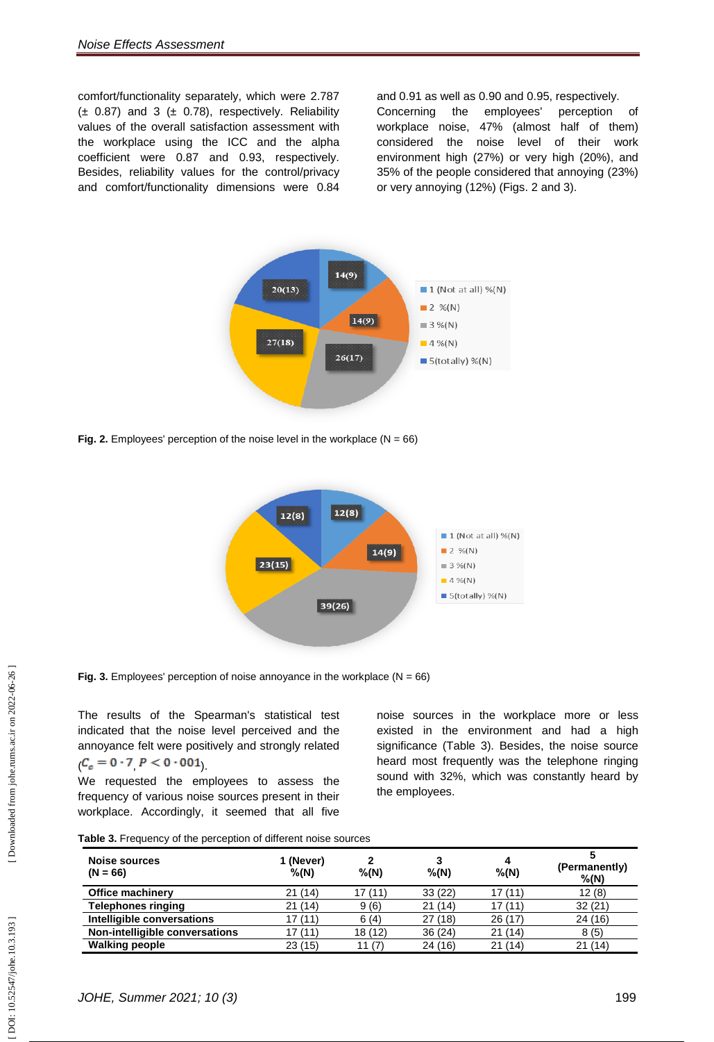comfort/functionality separately, which were 2.787 (± 0.87) and 3 (± 0.78), respectively. Reliability values of the overall satisfaction assessment with the workplace using the ICC and the alpha coefficient were 0.87 and 0.93, respectively. Besides, reliability values for the control/privacy and comfort/functionality dimensions were 0.84 and 0.91 as well as 0.90 and 0.95, respectively.

Concerning the employees' perception of workplace noise, 47% (almost half of them) considered the noise level of their work environment high (27%) or very high (20%), and 35% of the people considered that annoying (23%) or very annoying (12%) (Figs. 2 and 3).

**Fig. 2.** Employees' perception of the noise level in the workplace (N = 66)

**Fig. 3.** Employees' perception of noise annoyance in the workplace (N = 66)

The results of the Spearman's statistical test indicated that the noise level perceived and the annoyance felt were positively and strongly related ($C_c = 0 \cdot 7$, $P < 0 \cdot 001$).

We requested the employees to assess the frequency of various noise sources present in their workplace. Accordingly, it seemed that all five noise sources in the workplace more or less existed in the environment and had a high significance (Table 3). Besides, the noise source heard most frequently was the telephone ringing sound with 32%, which was constantly heard by the employees.

**Table 3.** Frequency of the perception of different noise sources

| Noise sources (N = 66) | 1 (Never) %(N) | 2 %(N) | 3 %(N) | 4 %(N) | 5 (Permanently) %(N) |
|---|---|---|---|---|---|
| **Office machinery** | 21 (14) | 17 (11) | 33 (22) | 17 (11) | 12 (8) |
| **Telephones ringing** | 21 (14) | 9 (6) | 21 (14) | 17 (11) | 32 (21) |
| **Intelligible conversations** | 17 (11) | 6 (4) | 27 (18) | 26 (17) | 24 (16) |
| **Non-intelligible conversations** | 17 (11) | 18 (12) | 36 (24) | 21 (14) | 8 (5) |
| **Walking people** | 23 (15) | 11 (7) | 24 (16) | 21 (14) | 21 (14) |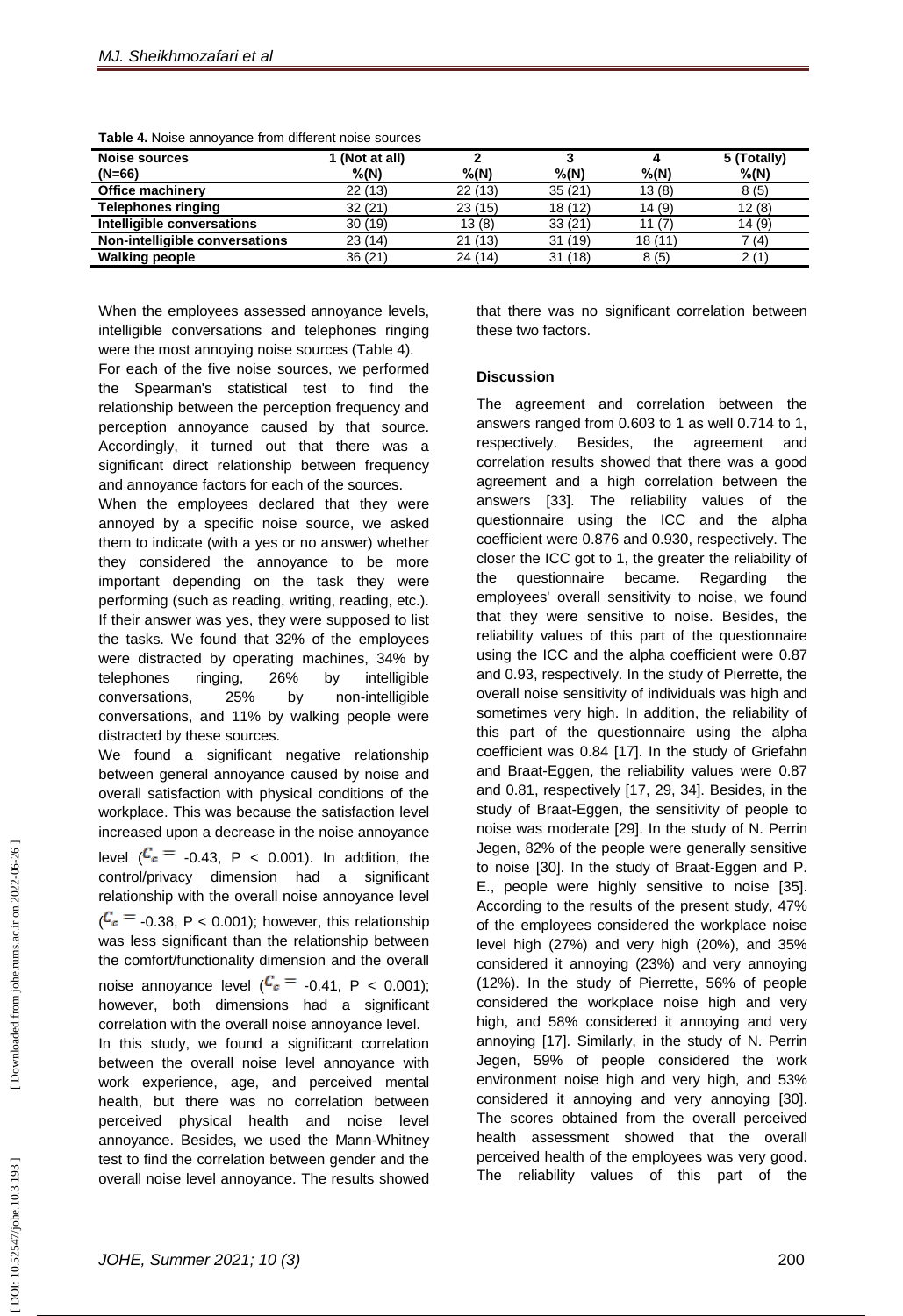**Table 4.** Noise annoyance from different noise sources

| Noise sources (N=66) | 1 (Not at all) %(N) | 2 %(N) | 3 %(N) | 4 %(N) | 5 (Totally) %(N) |
|---|---|---|---|---|---|
| **Office machinery** | 22 (13) | 22 (13) | 35 (21) | 13 (8) | 8 (5) |
| **Telephones ringing** | 32 (21) | 23 (15) | 18 (12) | 14 (9) | 12 (8) |
| **Intelligible conversations** | 30 (19) | 13 (8) | 33 (21) | 11 (7) | 14 (9) |
| **Non-intelligible conversations** | 23 (14) | 21 (13) | 31 (19) | 18 (11) | 7 (4) |
| **Walking people** | 36 (21) | 24 (14) | 31 (18) | 8 (5) | 2 (1) |

When the employees assessed annoyance levels, intelligible conversations and telephones ringing were the most annoying noise sources (Table 4).

For each of the five noise sources, we performed the Spearman's statistical test to find the relationship between the perception frequency and perception annoyance caused by that source. Accordingly, it turned out that there was a significant direct relationship between frequency and annoyance factors for each of the sources.

When the employees declared that they were annoyed by a specific noise source, we asked them to indicate (with a yes or no answer) whether they considered the annoyance to be more important depending on the task they were performing (such as reading, writing, reading, etc.). If their answer was yes, they were supposed to list the tasks. We found that 32% of the employees were distracted by operating machines, 34% by telephones ringing, 26% by intelligible conversations, 25% by non-intelligible conversations, and 11% by walking people were distracted by these sources.

We found a significant negative relationship between general annoyance caused by noise and overall satisfaction with physical conditions of the workplace. This was because the satisfaction level increased upon a decrease in the noise annoyance level ($C_c =$ -0.43, P < 0.001). In addition, the control/privacy dimension had a significant relationship with the overall noise annoyance level ($C_c =$ -0.38, P < 0.001); however, this relationship was less significant than the relationship between the comfort/functionality dimension and the overall noise annoyance level ($C_c =$ -0.41, P < 0.001); however, both dimensions had a significant correlation with the overall noise annoyance level.

In this study, we found a significant correlation between the overall noise level annoyance with work experience, age, and perceived mental health, but there was no correlation between perceived physical health and noise level annoyance. Besides, we used the Mann-Whitney test to find the correlation between gender and the overall noise level annoyance. The results showed that there was no significant correlation between these two factors.

## Discussion

The agreement and correlation between the answers ranged from 0.603 to 1 as well 0.714 to 1, respectively. Besides, the agreement and correlation results showed that there was a good agreement and a high correlation between the answers [33]. The reliability values of the questionnaire using the ICC and the alpha coefficient were 0.876 and 0.930, respectively. The closer the ICC got to 1, the greater the reliability of the questionnaire became. Regarding the employees' overall sensitivity to noise, we found that they were sensitive to noise. Besides, the reliability values of this part of the questionnaire using the ICC and the alpha coefficient were 0.87 and 0.93, respectively. In the study of Pierrette, the overall noise sensitivity of individuals was high and sometimes very high. In addition, the reliability of this part of the questionnaire using the alpha coefficient was 0.84 [17]. In the study of Griefahn and Braat-Eggen, the reliability values were 0.87 and 0.81, respectively [17, 29, 34]. Besides, in the study of Braat-Eggen, the sensitivity of people to noise was moderate [29]. In the study of N. Perrin Jegen, 82% of the people were generally sensitive to noise [30]. In the study of Braat-Eggen and P. E., people were highly sensitive to noise [35]. According to the results of the present study, 47% of the employees considered the workplace noise level high (27%) and very high (20%), and 35% considered it annoying (23%) and very annoying (12%). In the study of Pierrette, 56% of people considered the workplace noise high and very high, and 58% considered it annoying and very annoying [17]. Similarly, in the study of N. Perrin Jegen, 59% of people considered the work environment noise high and very high, and 53% considered it annoying and very annoying [30]. The scores obtained from the overall perceived health assessment showed that the overall perceived health of the employees was very good. The reliability values of this part of the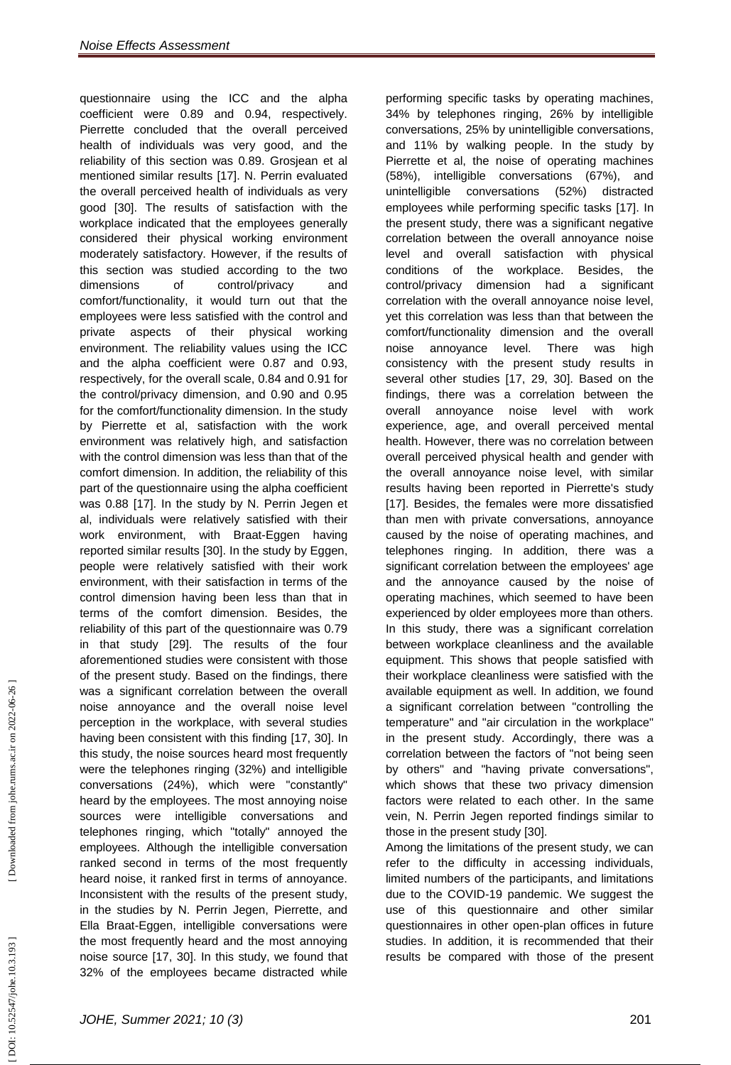questionnaire using the ICC and the alpha coefficient were 0.89 and 0.94, respectively. Pierrette concluded that the overall perceived health of individuals was very good, and the reliability of this section was 0.89. Grosjean et al mentioned similar results [17]. N. Perrin evaluated the overall perceived health of individuals as very good [30]. The results of satisfaction with the workplace indicated that the employees generally considered their physical working environment moderately satisfactory. However, if the results of this section was studied according to the two dimensions of control/privacy and comfort/functionality, it would turn out that the employees were less satisfied with the control and private aspects of their physical working environment. The reliability values using the ICC and the alpha coefficient were 0.87 and 0.93, respectively, for the overall scale, 0.84 and 0.91 for the control/privacy dimension, and 0.90 and 0.95 for the comfort/functionality dimension. In the study by Pierrette et al, satisfaction with the work environment was relatively high, and satisfaction with the control dimension was less than that of the comfort dimension. In addition, the reliability of this part of the questionnaire using the alpha coefficient was 0.88 [17]. In the study by N. Perrin Jegen et al, individuals were relatively satisfied with their work environment, with Braat-Eggen having reported similar results [30]. In the study by Eggen, people were relatively satisfied with their work environment, with their satisfaction in terms of the control dimension having been less than that in terms of the comfort dimension. Besides, the reliability of this part of the questionnaire was 0.79 in that study [29]. The results of the four aforementioned studies were consistent with those of the present study. Based on the findings, there was a significant correlation between the overall noise annoyance and the overall noise level perception in the workplace, with several studies having been consistent with this finding [17, 30]. In this study, the noise sources heard most frequently were the telephones ringing (32%) and intelligible conversations (24%), which were "constantly" heard by the employees. The most annoying noise sources were intelligible conversations and telephones ringing, which "totally" annoyed the employees. Although the intelligible conversation ranked second in terms of the most frequently heard noise, it ranked first in terms of annoyance. Inconsistent with the results of the present study, in the studies by N. Perrin Jegen, Pierrette, and Ella Braat-Eggen, intelligible conversations were the most frequently heard and the most annoying noise source [17, 30]. In this study, we found that 32% of the employees became distracted while performing specific tasks by operating machines, 34% by telephones ringing, 26% by intelligible conversations, 25% by unintelligible conversations, and 11% by walking people. In the study by Pierrette et al, the noise of operating machines (58%), intelligible conversations (67%), and unintelligible conversations (52%) distracted employees while performing specific tasks [17]. In the present study, there was a significant negative correlation between the overall annoyance noise level and overall satisfaction with physical conditions of the workplace. Besides, the control/privacy dimension had a significant correlation with the overall annoyance noise level, yet this correlation was less than that between the comfort/functionality dimension and the overall noise annoyance level. There was high consistency with the present study results in several other studies [17, 29, 30]. Based on the findings, there was a correlation between the overall annoyance noise level with work experience, age, and overall perceived mental health. However, there was no correlation between overall perceived physical health and gender with the overall annoyance noise level, with similar results having been reported in Pierrette's study [17]. Besides, the females were more dissatisfied than men with private conversations, annoyance caused by the noise of operating machines, and telephones ringing. In addition, there was a significant correlation between the employees' age and the annoyance caused by the noise of operating machines, which seemed to have been experienced by older employees more than others. In this study, there was a significant correlation between workplace cleanliness and the available equipment. This shows that people satisfied with their workplace cleanliness were satisfied with the available equipment as well. In addition, we found a significant correlation between "controlling the temperature" and "air circulation in the workplace" in the present study. Accordingly, there was a correlation between the factors of "not being seen by others" and "having private conversations", which shows that these two privacy dimension factors were related to each other. In the same vein, N. Perrin Jegen reported findings similar to those in the present study [30].

Among the limitations of the present study, we can refer to the difficulty in accessing individuals, limited numbers of the participants, and limitations due to the COVID-19 pandemic. We suggest the use of this questionnaire and other similar questionnaires in other open-plan offices in future studies. In addition, it is recommended that their results be compared with those of the present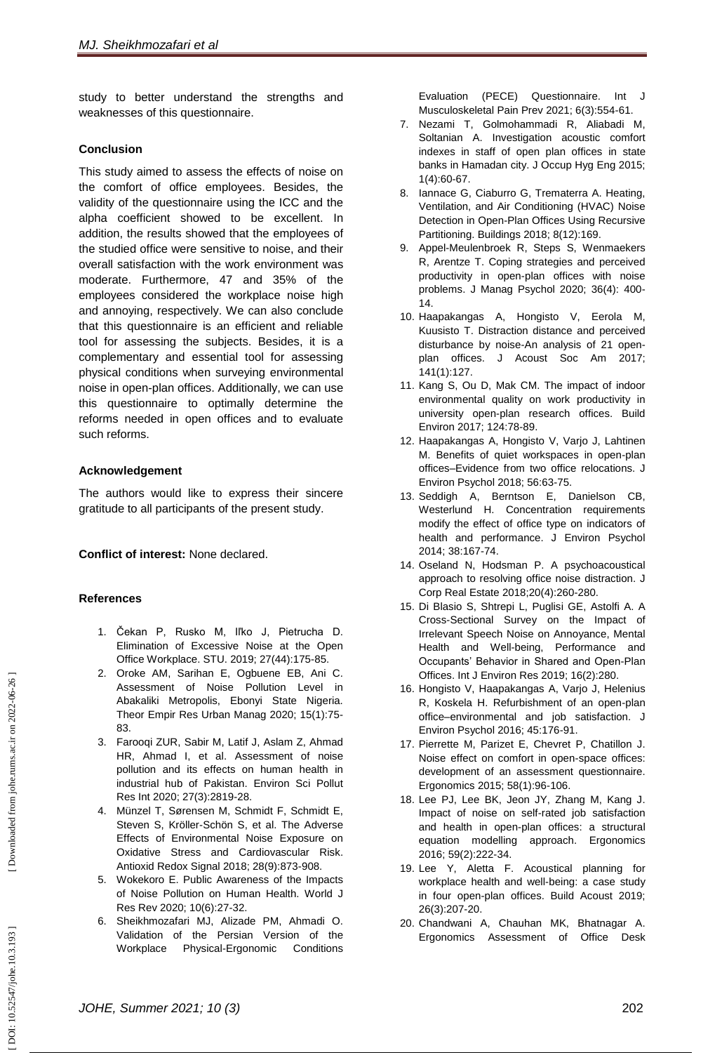study to better understand the strengths and weaknesses of this questionnaire.

### Conclusion

This study aimed to assess the effects of noise on the comfort of office employees. Besides, the validity of the questionnaire using the ICC and the alpha coefficient showed to be excellent. In addition, the results showed that the employees of the studied office were sensitive to noise, and their overall satisfaction with the work environment was moderate. Furthermore, 47 and 35% of the employees considered the workplace noise high and annoying, respectively. We can also conclude that this questionnaire is an efficient and reliable tool for assessing the subjects. Besides, it is a complementary and essential tool for assessing physical conditions when surveying environmental noise in open-plan offices. Additionally, we can use this questionnaire to optimally determine the reforms needed in open offices and to evaluate such reforms.

### Acknowledgement

The authors would like to express their sincere gratitude to all participants of the present study.

**Conflict of interest:** None declared.

### References

1. Čekan P, Rusko M, Iľko J, Pietrucha D. Elimination of Excessive Noise at the Open Office Workplace. STU. 2019; 27(44):175-85.
2. Oroke AM, Sarihan E, Ogbuene EB, Ani C. Assessment of Noise Pollution Level in Abakaliki Metropolis, Ebonyi State Nigeria. Theor Empir Res Urban Manag 2020; 15(1):75-83.
3. Farooqi ZUR, Sabir M, Latif J, Aslam Z, Ahmad HR, Ahmad I, et al. Assessment of noise pollution and its effects on human health in industrial hub of Pakistan. Environ Sci Pollut Res Int 2020; 27(3):2819-28.
4. Münzel T, Sørensen M, Schmidt F, Schmidt E, Steven S, Kröller-Schön S, et al. The Adverse Effects of Environmental Noise Exposure on Oxidative Stress and Cardiovascular Risk. Antioxid Redox Signal 2018; 28(9):873-908.
5. Wokekoro E. Public Awareness of the Impacts of Noise Pollution on Human Health. World J Res Rev 2020; 10(6):27-32.
6. Sheikhmozafari MJ, Alizade PM, Ahmadi O. Validation of the Persian Version of the Workplace Physical-Ergonomic Conditions Evaluation (PECE) Questionnaire. Int J Musculoskeletal Pain Prev 2021; 6(3):554-61.
7. Nezami T, Golmohammadi R, Aliabadi M, Soltanian A. Investigation acoustic comfort indexes in staff of open plan offices in state banks in Hamadan city. J Occup Hyg Eng 2015; 1(4):60-67.
8. Iannace G, Ciaburro G, Trematerra A. Heating, Ventilation, and Air Conditioning (HVAC) Noise Detection in Open-Plan Offices Using Recursive Partitioning. Buildings 2018; 8(12):169.
9. Appel-Meulenbroek R, Steps S, Wenmaekers R, Arentze T. Coping strategies and perceived productivity in open-plan offices with noise problems. J Manag Psychol 2020; 36(4): 400-14.
10. Haapakangas A, Hongisto V, Eerola M, Kuusisto T. Distraction distance and perceived disturbance by noise-An analysis of 21 open-plan offices. J Acoust Soc Am 2017; 141(1):127.
11. Kang S, Ou D, Mak CM. The impact of indoor environmental quality on work productivity in university open-plan research offices. Build Environ 2017; 124:78-89.
12. Haapakangas A, Hongisto V, Varjo J, Lahtinen M. Benefits of quiet workspaces in open-plan offices–Evidence from two office relocations. J Environ Psychol 2018; 56:63-75.
13. Seddigh A, Berntson E, Danielson CB, Westerlund H. Concentration requirements modify the effect of office type on indicators of health and performance. J Environ Psychol 2014; 38:167-74.
14. Oseland N, Hodsman P. A psychoacoustical approach to resolving office noise distraction. J Corp Real Estate 2018;20(4):260-280.
15. Di Blasio S, Shtrepi L, Puglisi GE, Astolfi A. A Cross-Sectional Survey on the Impact of Irrelevant Speech Noise on Annoyance, Mental Health and Well-being, Performance and Occupants' Behavior in Shared and Open-Plan Offices. Int J Environ Res 2019; 16(2):280.
16. Hongisto V, Haapakangas A, Varjo J, Helenius R, Koskela H. Refurbishment of an open-plan office–environmental and job satisfaction. J Environ Psychol 2016; 45:176-91.
17. Pierrette M, Parizet E, Chevret P, Chatillon J. Noise effect on comfort in open-space offices: development of an assessment questionnaire. Ergonomics 2015; 58(1):96-106.
18. Lee PJ, Lee BK, Jeon JY, Zhang M, Kang J. Impact of noise on self-rated job satisfaction and health in open-plan offices: a structural equation modelling approach. Ergonomics 2016; 59(2):222-34.
19. Lee Y, Aletta F. Acoustical planning for workplace health and well-being: a case study in four open-plan offices. Build Acoust 2019; 26(3):207-20.
20. Chandwani A, Chauhan MK, Bhatnagar A. Ergonomics Assessment of Office Desk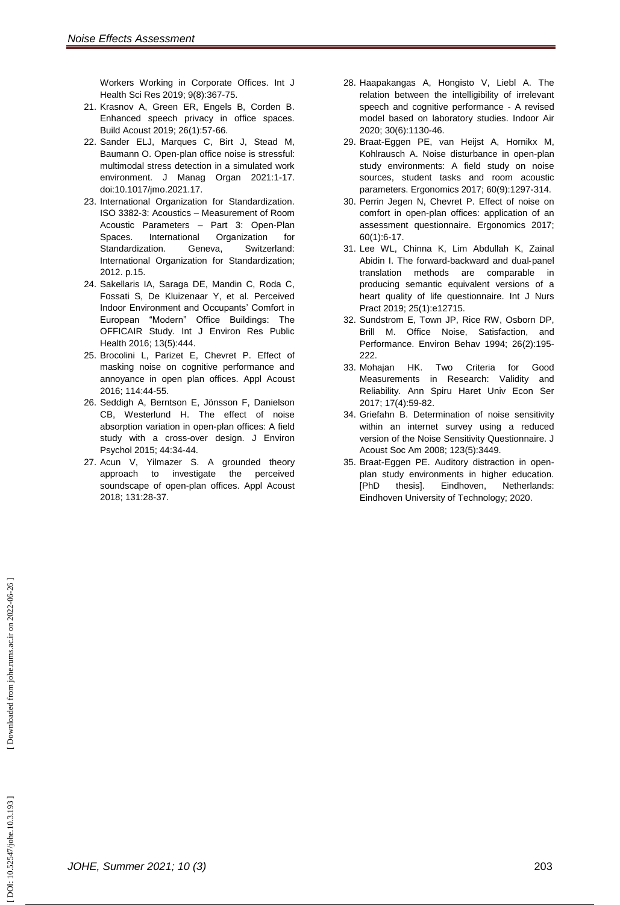Workers Working in Corporate Offices. Int J Health Sci Res 2019; 9(8):367-75.

21. Krasnov A, Green ER, Engels B, Corden B. Enhanced speech privacy in office spaces. Build Acoust 2019; 26(1):57-66.
22. Sander ELJ, Marques C, Birt J, Stead M, Baumann O. Open-plan office noise is stressful: multimodal stress detection in a simulated work environment. J Manag Organ 2021:1-17. doi:10.1017/jmo.2021.17.
23. International Organization for Standardization. ISO 3382-3: Acoustics – Measurement of Room Acoustic Parameters – Part 3: Open-Plan Spaces. International Organization for Standardization. Geneva, Switzerland: International Organization for Standardization; 2012. p.15.
24. Sakellaris IA, Saraga DE, Mandin C, Roda C, Fossati S, De Kluizenaar Y, et al. Perceived Indoor Environment and Occupants' Comfort in European "Modern" Office Buildings: The OFFICAIR Study. Int J Environ Res Public Health 2016; 13(5):444.
25. Brocolini L, Parizet E, Chevret P. Effect of masking noise on cognitive performance and annoyance in open plan offices. Appl Acoust 2016; 114:44-55.
26. Seddigh A, Berntson E, Jönsson F, Danielson CB, Westerlund H. The effect of noise absorption variation in open-plan offices: A field study with a cross-over design. J Environ Psychol 2015; 44:34-44.
27. Acun V, Yilmazer S. A grounded theory approach to investigate the perceived soundscape of open-plan offices. Appl Acoust 2018; 131:28-37.
28. Haapakangas A, Hongisto V, Liebl A. The relation between the intelligibility of irrelevant speech and cognitive performance - A revised model based on laboratory studies. Indoor Air 2020; 30(6):1130-46.
29. Braat-Eggen PE, van Heijst A, Hornikx M, Kohlrausch A. Noise disturbance in open-plan study environments: A field study on noise sources, student tasks and room acoustic parameters. Ergonomics 2017; 60(9):1297-314.
30. Perrin Jegen N, Chevret P. Effect of noise on comfort in open-plan offices: application of an assessment questionnaire. Ergonomics 2017; 60(1):6-17.
31. Lee WL, Chinna K, Lim Abdullah K, Zainal Abidin I. The forward-backward and dual-panel translation methods are comparable in producing semantic equivalent versions of a heart quality of life questionnaire. Int J Nurs Pract 2019; 25(1):e12715.
32. Sundstrom E, Town JP, Rice RW, Osborn DP, Brill M. Office Noise, Satisfaction, and Performance. Environ Behav 1994; 26(2):195-222.
33. Mohajan HK. Two Criteria for Good Measurements in Research: Validity and Reliability. Ann Spiru Haret Univ Econ Ser 2017; 17(4):59-82.
34. Griefahn B. Determination of noise sensitivity within an internet survey using a reduced version of the Noise Sensitivity Questionnaire. J Acoust Soc Am 2008; 123(5):3449.
35. Braat-Eggen PE. Auditory distraction in open-plan study environments in higher education. [PhD thesis]. Eindhoven, Netherlands: Eindhoven University of Technology; 2020.